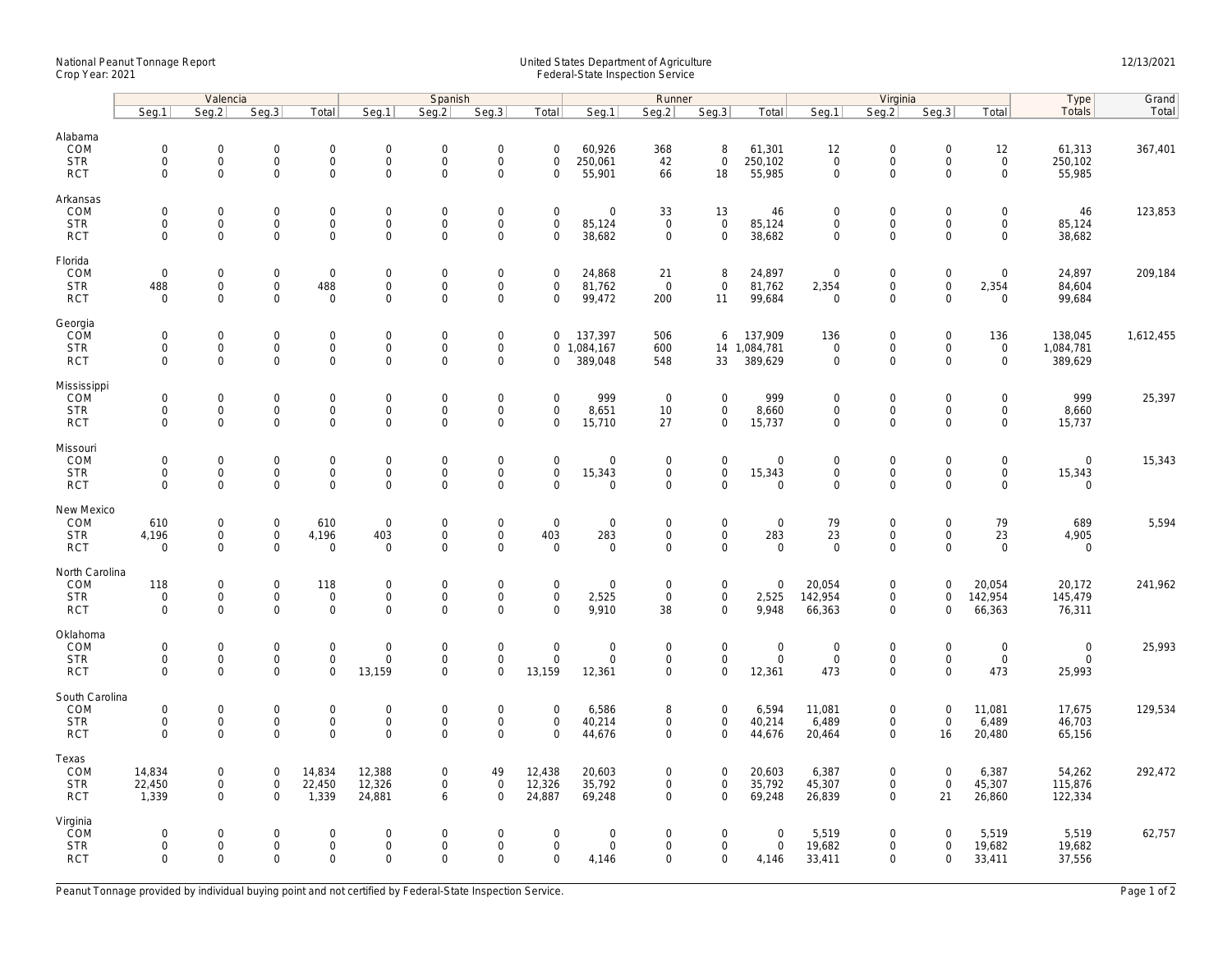National Peanut Tonnage Report
Crop Year: 2021

United States Department of Agriculture
Federal-State Inspection Service

12/13/2021

| | Valencia | | | | Spanish | | | | Runner | | | | Virginia | | | | Type | Grand |
|---|---|---|---|---|---|---|---|---|---|---|---|---|---|---|---|---|---|---|
| | Seg.1 | Seg.2 | Seg.3 | Total | Seg.1 | Seg.2 | Seg.3 | Total | Seg.1 | Seg.2 | Seg.3 | Total | Seg.1 | Seg.2 | Seg.3 | Total | Totals | Total |
| **Alabama** | | | | | | | | | | | | | | | | | | |
| COM | 0 | 0 | 0 | 0 | 0 | 0 | 0 | 0 | 60,926 | 368 | 8 | 61,301 | 12 | 0 | 0 | 12 | 61,313 | 367,401 |
| STR | 0 | 0 | 0 | 0 | 0 | 0 | 0 | 0 | 250,061 | 42 | 0 | 250,102 | 0 | 0 | 0 | 0 | 250,102 | |
| RCT | 0 | 0 | 0 | 0 | 0 | 0 | 0 | 0 | 55,901 | 66 | 18 | 55,985 | 0 | 0 | 0 | 0 | 55,985 | |
| **Arkansas** | | | | | | | | | | | | | | | | | | |
| COM | 0 | 0 | 0 | 0 | 0 | 0 | 0 | 0 | 0 | 33 | 13 | 46 | 0 | 0 | 0 | 0 | 46 | 123,853 |
| STR | 0 | 0 | 0 | 0 | 0 | 0 | 0 | 0 | 85,124 | 0 | 0 | 85,124 | 0 | 0 | 0 | 0 | 85,124 | |
| RCT | 0 | 0 | 0 | 0 | 0 | 0 | 0 | 0 | 38,682 | 0 | 0 | 38,682 | 0 | 0 | 0 | 0 | 38,682 | |
| **Florida** | | | | | | | | | | | | | | | | | | |
| COM | 0 | 0 | 0 | 0 | 0 | 0 | 0 | 0 | 24,868 | 21 | 8 | 24,897 | 0 | 0 | 0 | 0 | 24,897 | 209,184 |
| STR | 488 | 0 | 0 | 488 | 0 | 0 | 0 | 0 | 81,762 | 0 | 0 | 81,762 | 2,354 | 0 | 0 | 2,354 | 84,604 | |
| RCT | 0 | 0 | 0 | 0 | 0 | 0 | 0 | 0 | 99,472 | 200 | 11 | 99,684 | 0 | 0 | 0 | 0 | 99,684 | |
| **Georgia** | | | | | | | | | | | | | | | | | | |
| COM | 0 | 0 | 0 | 0 | 0 | 0 | 0 | 0 | 137,397 | 506 | 6 | 137,909 | 136 | 0 | 0 | 136 | 138,045 | 1,612,455 |
| STR | 0 | 0 | 0 | 0 | 0 | 0 | 0 | 0 | 1,084,167 | 600 | 14 | 1,084,781 | 0 | 0 | 0 | 0 | 1,084,781 | |
| RCT | 0 | 0 | 0 | 0 | 0 | 0 | 0 | 0 | 389,048 | 548 | 33 | 389,629 | 0 | 0 | 0 | 0 | 389,629 | |
| **Mississippi** | | | | | | | | | | | | | | | | | | |
| COM | 0 | 0 | 0 | 0 | 0 | 0 | 0 | 0 | 999 | 0 | 0 | 999 | 0 | 0 | 0 | 0 | 999 | 25,397 |
| STR | 0 | 0 | 0 | 0 | 0 | 0 | 0 | 0 | 8,651 | 10 | 0 | 8,660 | 0 | 0 | 0 | 0 | 8,660 | |
| RCT | 0 | 0 | 0 | 0 | 0 | 0 | 0 | 0 | 15,710 | 27 | 0 | 15,737 | 0 | 0 | 0 | 0 | 15,737 | |
| **Missouri** | | | | | | | | | | | | | | | | | | |
| COM | 0 | 0 | 0 | 0 | 0 | 0 | 0 | 0 | 0 | 0 | 0 | 0 | 0 | 0 | 0 | 0 | 0 | 15,343 |
| STR | 0 | 0 | 0 | 0 | 0 | 0 | 0 | 0 | 15,343 | 0 | 0 | 15,343 | 0 | 0 | 0 | 0 | 15,343 | |
| RCT | 0 | 0 | 0 | 0 | 0 | 0 | 0 | 0 | 0 | 0 | 0 | 0 | 0 | 0 | 0 | 0 | 0 | |
| **New Mexico** | | | | | | | | | | | | | | | | | | |
| COM | 610 | 0 | 0 | 610 | 0 | 0 | 0 | 0 | 0 | 0 | 0 | 0 | 79 | 0 | 0 | 79 | 689 | 5,594 |
| STR | 4,196 | 0 | 0 | 4,196 | 403 | 0 | 0 | 403 | 283 | 0 | 0 | 283 | 23 | 0 | 0 | 23 | 4,905 | |
| RCT | 0 | 0 | 0 | 0 | 0 | 0 | 0 | 0 | 0 | 0 | 0 | 0 | 0 | 0 | 0 | 0 | 0 | |
| **North Carolina** | | | | | | | | | | | | | | | | | | |
| COM | 118 | 0 | 0 | 118 | 0 | 0 | 0 | 0 | 0 | 0 | 0 | 0 | 20,054 | 0 | 0 | 20,054 | 20,172 | 241,962 |
| STR | 0 | 0 | 0 | 0 | 0 | 0 | 0 | 0 | 2,525 | 0 | 0 | 2,525 | 142,954 | 0 | 0 | 142,954 | 145,479 | |
| RCT | 0 | 0 | 0 | 0 | 0 | 0 | 0 | 0 | 9,910 | 38 | 0 | 9,948 | 66,363 | 0 | 0 | 66,363 | 76,311 | |
| **Oklahoma** | | | | | | | | | | | | | | | | | | |
| COM | 0 | 0 | 0 | 0 | 0 | 0 | 0 | 0 | 0 | 0 | 0 | 0 | 0 | 0 | 0 | 0 | 0 | 25,993 |
| STR | 0 | 0 | 0 | 0 | 0 | 0 | 0 | 0 | 0 | 0 | 0 | 0 | 0 | 0 | 0 | 0 | 0 | |
| RCT | 0 | 0 | 0 | 0 | 13,159 | 0 | 0 | 13,159 | 12,361 | 0 | 0 | 12,361 | 473 | 0 | 0 | 473 | 25,993 | |
| **South Carolina** | | | | | | | | | | | | | | | | | | |
| COM | 0 | 0 | 0 | 0 | 0 | 0 | 0 | 0 | 6,586 | 8 | 0 | 6,594 | 11,081 | 0 | 0 | 11,081 | 17,675 | 129,534 |
| STR | 0 | 0 | 0 | 0 | 0 | 0 | 0 | 0 | 40,214 | 0 | 0 | 40,214 | 6,489 | 0 | 0 | 6,489 | 46,703 | |
| RCT | 0 | 0 | 0 | 0 | 0 | 0 | 0 | 0 | 44,676 | 0 | 0 | 44,676 | 20,464 | 0 | 16 | 20,480 | 65,156 | |
| **Texas** | | | | | | | | | | | | | | | | | | |
| COM | 14,834 | 0 | 0 | 14,834 | 12,388 | 0 | 49 | 12,438 | 20,603 | 0 | 0 | 20,603 | 6,387 | 0 | 0 | 6,387 | 54,262 | 292,472 |
| STR | 22,450 | 0 | 0 | 22,450 | 12,326 | 0 | 0 | 12,326 | 35,792 | 0 | 0 | 35,792 | 45,307 | 0 | 0 | 45,307 | 115,876 | |
| RCT | 1,339 | 0 | 0 | 1,339 | 24,881 | 6 | 0 | 24,887 | 69,248 | 0 | 0 | 69,248 | 26,839 | 0 | 21 | 26,860 | 122,334 | |
| **Virginia** | | | | | | | | | | | | | | | | | | |
| COM | 0 | 0 | 0 | 0 | 0 | 0 | 0 | 0 | 0 | 0 | 0 | 0 | 5,519 | 0 | 0 | 5,519 | 5,519 | 62,757 |
| STR | 0 | 0 | 0 | 0 | 0 | 0 | 0 | 0 | 0 | 0 | 0 | 0 | 19,682 | 0 | 0 | 19,682 | 19,682 | |
| RCT | 0 | 0 | 0 | 0 | 0 | 0 | 0 | 0 | 4,146 | 0 | 0 | 4,146 | 33,411 | 0 | 0 | 33,411 | 37,556 | |

Peanut Tonnage provided by individual buying point and not certified by Federal-State Inspection Service.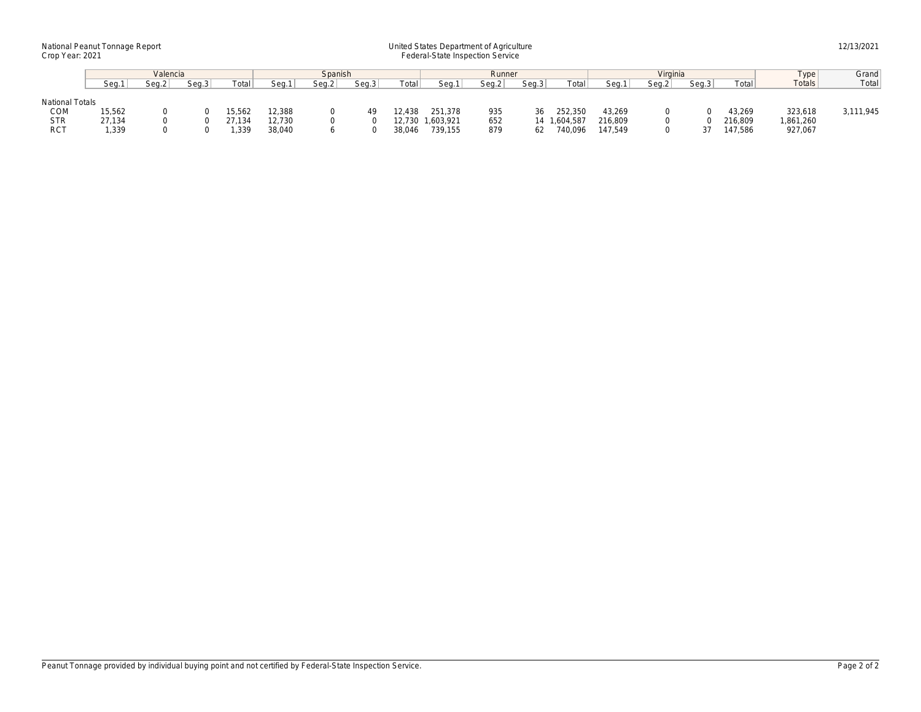National Peanut Tonnage Report
Crop Year: 2021

United States Department of Agriculture
Federal-State Inspection Service

12/13/2021

| | Valencia | | | | Spanish | | | | Runner | | | | Virginia | | | | Type | Grand |
|---|---|---|---|---|---|---|---|---|---|---|---|---|---|---|---|---|---|---|
| | Seg.1 | Seg.2 | Seg.3 | Total | Seg.1 | Seg.2 | Seg.3 | Total | Seg.1 | Seg.2 | Seg.3 | Total | Seg.1 | Seg.2 | Seg.3 | Total | Totals | Total |
| National Totals | | | | | | | | | | | | | | | | | | |
| COM | 15,562 | 0 | 0 | 15,562 | 12,388 | 0 | 49 | 12,438 | 251,378 | 935 | 36 | 252,350 | 43,269 | 0 | 0 | 43,269 | 323,618 | 3,111,945 |
| STR | 27,134 | 0 | 0 | 27,134 | 12,730 | 0 | 0 | 12,730 | 1,603,921 | 652 | 14 | 1,604,587 | 216,809 | 0 | 0 | 216,809 | 1,861,260 | |
| RCT | 1,339 | 0 | 0 | 1,339 | 38,040 | 6 | 0 | 38,046 | 739,155 | 879 | 62 | 740,096 | 147,549 | 0 | 37 | 147,586 | 927,067 | |

Peanut Tonnage provided by individual buying point and not certified by Federal-State Inspection Service.